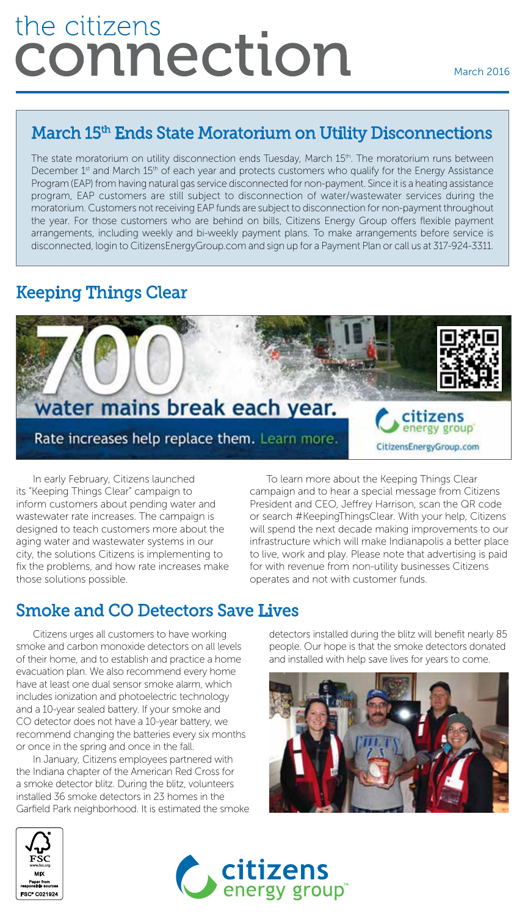# the citizens connection

March 2016

## March 15th Ends State Moratorium on Utility Disconnections

The state moratorium on utility disconnection ends Tuesday, March 15th. The moratorium runs between December 1st and March 15th of each year and protects customers who qualify for the Energy Assistance Program (EAP) from having natural gas service disconnected for non-payment. Since it is a heating assistance program, EAP customers are still subject to disconnection of water/wastewater services during the moratorium. Customers not receiving EAP funds are subject to disconnection for non-payment throughout the year. For those customers who are behind on bills, Citizens Energy Group offers flexible payment arrangements, including weekly and bi-weekly payment plans. To make arrangements before service is disconnected, login to CitizensEnergyGroup.com and sign up for a Payment Plan or call us at 317-924-3311.

## Keeping Things Clear

700 water mains break each year.

Rate increases help replace them. Learn more.

citizens energy group

CitizensEnergyGroup.com

In early February, Citizens launched its "Keeping Things Clear" campaign to inform customers about pending water and wastewater rate increases. The campaign is designed to teach customers more about the aging water and wastewater systems in our city, the solutions Citizens is implementing to fix the problems, and how rate increases make those solutions possible.

To learn more about the Keeping Things Clear campaign and to hear a special message from Citizens President and CEO, Jeffrey Harrison, scan the QR code or search #KeepingThingsClear. With your help, Citizens will spend the next decade making improvements to our infrastructure which will make Indianapolis a better place to live, work and play. Please note that advertising is paid for with revenue from non-utility businesses Citizens operates and not with customer funds.

## Smoke and CO Detectors Save Lives

Citizens urges all customers to have working smoke and carbon monoxide detectors on all levels of their home, and to establish and practice a home evacuation plan. We also recommend every home have at least one dual sensor smoke alarm, which includes ionization and photoelectric technology and a 10-year sealed battery. If your smoke and CO detector does not have a 10-year battery, we recommend changing the batteries every six months or once in the spring and once in the fall.

In January, Citizens employees partnered with the Indiana chapter of the American Red Cross for a smoke detector blitz. During the blitz, volunteers installed 36 smoke detectors in 23 homes in the Garfield Park neighborhood. It is estimated the smoke detectors installed during the blitz will benefit nearly 85 people. Our hope is that the smoke detectors donated and installed with help save lives for years to come.

citizens energy group™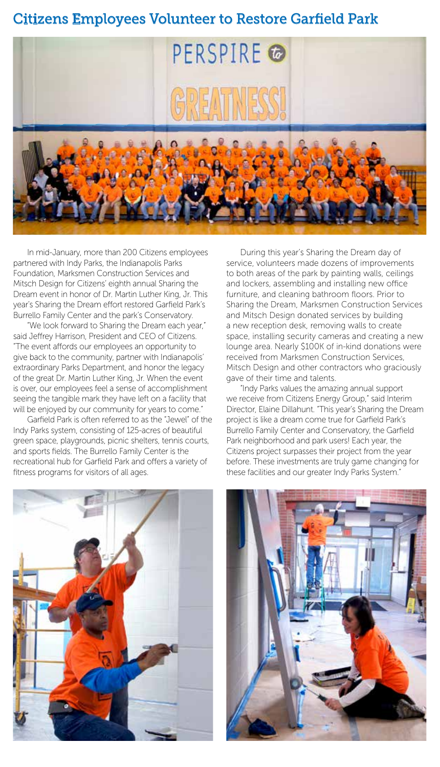# Citizens Employees Volunteer to Restore Garfield Park

In mid-January, more than 200 Citizens employees partnered with Indy Parks, the Indianapolis Parks Foundation, Marksmen Construction Services and Mitsch Design for Citizens' eighth annual Sharing the Dream event in honor of Dr. Martin Luther King, Jr. This year's Sharing the Dream effort restored Garfield Park's Burrello Family Center and the park's Conservatory.

"We look forward to Sharing the Dream each year," said Jeffrey Harrison, President and CEO of Citizens. "The event affords our employees an opportunity to give back to the community, partner with Indianapolis' extraordinary Parks Department, and honor the legacy of the great Dr. Martin Luther King, Jr. When the event is over, our employees feel a sense of accomplishment seeing the tangible mark they have left on a facility that will be enjoyed by our community for years to come."

Garfield Park is often referred to as the "Jewel" of the Indy Parks system, consisting of 125-acres of beautiful green space, playgrounds, picnic shelters, tennis courts, and sports fields. The Burrello Family Center is the recreational hub for Garfield Park and offers a variety of fitness programs for visitors of all ages.

During this year's Sharing the Dream day of service, volunteers made dozens of improvements to both areas of the park by painting walls, ceilings and lockers, assembling and installing new office furniture, and cleaning bathroom floors. Prior to Sharing the Dream, Marksmen Construction Services and Mitsch Design donated services by building a new reception desk, removing walls to create space, installing security cameras and creating a new lounge area. Nearly $100K of in-kind donations were received from Marksmen Construction Services, Mitsch Design and other contractors who graciously gave of their time and talents.

"Indy Parks values the amazing annual support we receive from Citizens Energy Group," said Interim Director, Elaine Dillahunt. "This year's Sharing the Dream project is like a dream come true for Garfield Park's Burrello Family Center and Conservatory, the Garfield Park neighborhood and park users! Each year, the Citizens project surpasses their project from the year before. These investments are truly game changing for these facilities and our greater Indy Parks System."